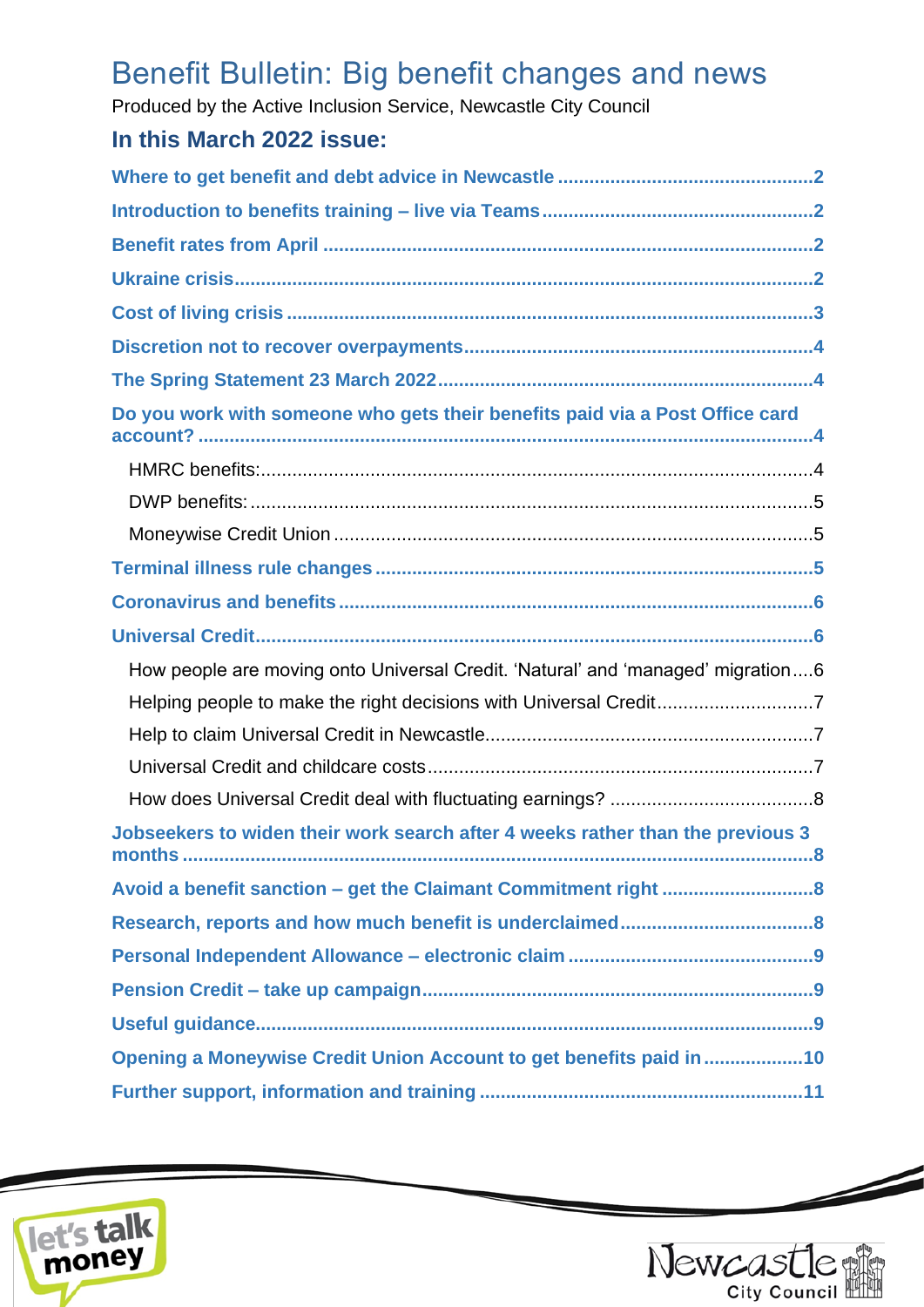# Benefit Bulletin: Big benefit changes and news

Produced by the Active Inclusion Service, Newcastle City Council

## In this March 2022 issue:

- **Where to get benefit and debt advice in Newcastle** ........ 2
- **Introduction to benefits training – live via Teams** ........ 2
- **Benefit rates from April** ........ 2
- **Ukraine crisis** ........ 2
- **Cost of living crisis** ........ 3
- **Discretion not to recover overpayments** ........ 4
- **The Spring Statement 23 March 2022** ........ 4
- **Do you work with someone who gets their benefits paid via a Post Office card account?** ........ 4
  - HMRC benefits: ........ 4
  - DWP benefits: ........ 5
  - Moneywise Credit Union ........ 5
- **Terminal illness rule changes** ........ 5
- **Coronavirus and benefits** ........ 6
- **Universal Credit** ........ 6
  - How people are moving onto Universal Credit. 'Natural' and 'managed' migration ........ 6
  - Helping people to make the right decisions with Universal Credit ........ 7
  - Help to claim Universal Credit in Newcastle ........ 7
  - Universal Credit and childcare costs ........ 7
  - How does Universal Credit deal with fluctuating earnings? ........ 8
- **Jobseekers to widen their work search after 4 weeks rather than the previous 3 months** ........ 8
- **Avoid a benefit sanction – get the Claimant Commitment right** ........ 8
- **Research, reports and how much benefit is underclaimed** ........ 8
- **Personal Independent Allowance – electronic claim** ........ 9
- **Pension Credit – take up campaign** ........ 9
- **Useful guidance** ........ 9
- **Opening a Moneywise Credit Union Account to get benefits paid in** ........ 10
- **Further support, information and training** ........ 11

let's talk money

Newcastle City Council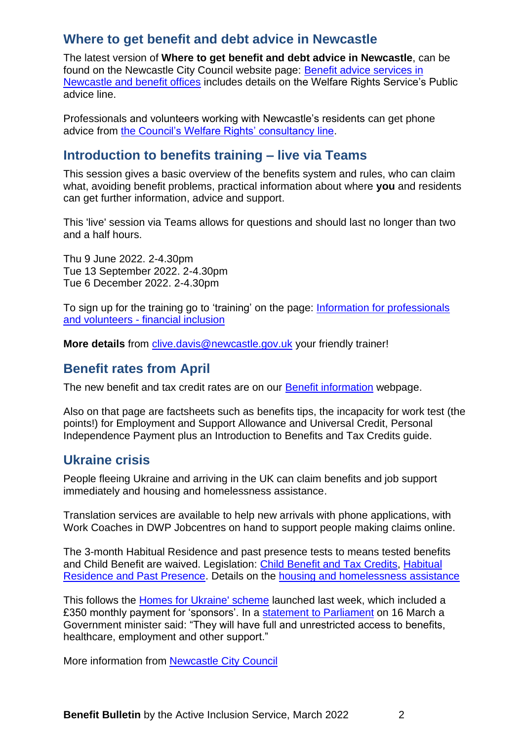## Where to get benefit and debt advice in Newcastle

The latest version of **Where to get benefit and debt advice in Newcastle**, can be found on the Newcastle City Council website page: Benefit advice services in Newcastle and benefit offices includes details on the Welfare Rights Service's Public advice line.

Professionals and volunteers working with Newcastle's residents can get phone advice from the Council's Welfare Rights' consultancy line.

## Introduction to benefits training – live via Teams

This session gives a basic overview of the benefits system and rules, who can claim what, avoiding benefit problems, practical information about where **you** and residents can get further information, advice and support.

This 'live' session via Teams allows for questions and should last no longer than two and a half hours.

Thu 9 June 2022. 2-4.30pm
Tue 13 September 2022. 2-4.30pm
Tue 6 December 2022. 2-4.30pm

To sign up for the training go to 'training' on the page: Information for professionals and volunteers - financial inclusion

**More details** from clive.davis@newcastle.gov.uk your friendly trainer!

## Benefit rates from April

The new benefit and tax credit rates are on our Benefit information webpage.

Also on that page are factsheets such as benefits tips, the incapacity for work test (the points!) for Employment and Support Allowance and Universal Credit, Personal Independence Payment plus an Introduction to Benefits and Tax Credits guide.

## Ukraine crisis

People fleeing Ukraine and arriving in the UK can claim benefits and job support immediately and housing and homelessness assistance.

Translation services are available to help new arrivals with phone applications, with Work Coaches in DWP Jobcentres on hand to support people making claims online.

The 3-month Habitual Residence and past presence tests to means tested benefits and Child Benefit are waived. Legislation: Child Benefit and Tax Credits, Habitual Residence and Past Presence. Details on the housing and homelessness assistance

This follows the Homes for Ukraine' scheme launched last week, which included a £350 monthly payment for 'sponsors'. In a statement to Parliament on 16 March a Government minister said: "They will have full and unrestricted access to benefits, healthcare, employment and other support."

More information from Newcastle City Council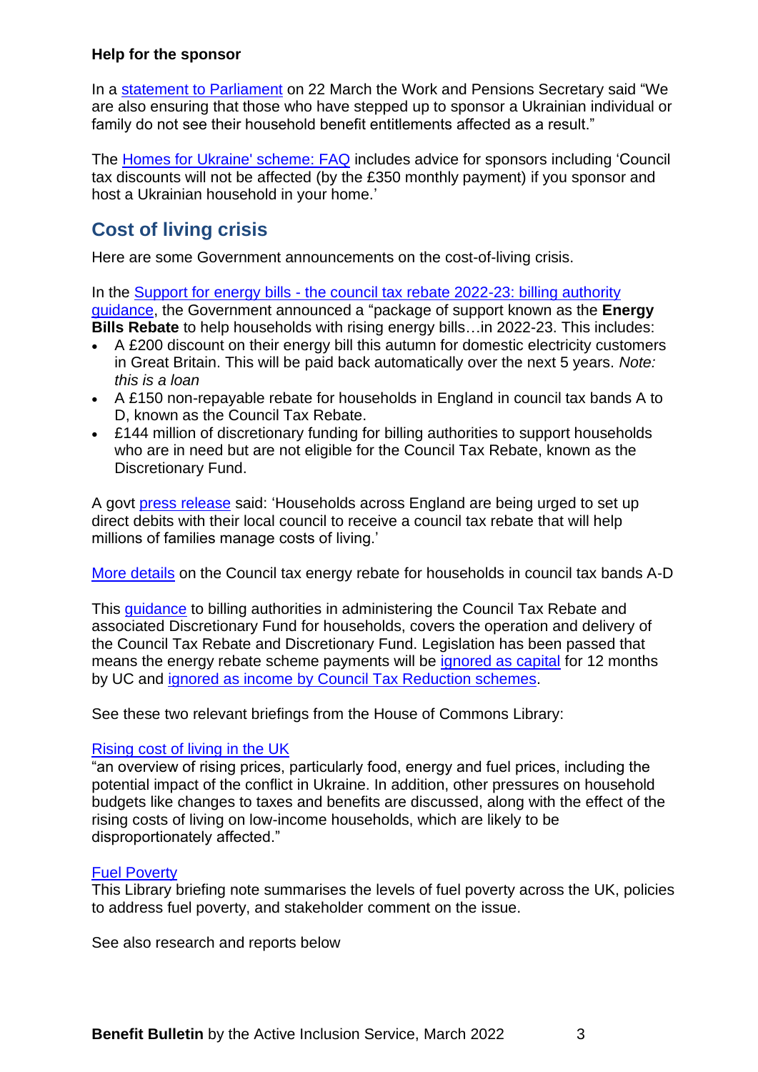**Help for the sponsor**

In a statement to Parliament on 22 March the Work and Pensions Secretary said "We are also ensuring that those who have stepped up to sponsor a Ukrainian individual or family do not see their household benefit entitlements affected as a result."

The Homes for Ukraine' scheme: FAQ includes advice for sponsors including 'Council tax discounts will not be affected (by the £350 monthly payment) if you sponsor and host a Ukrainian household in your home.'

## Cost of living crisis

Here are some Government announcements on the cost-of-living crisis.

In the Support for energy bills - the council tax rebate 2022-23: billing authority guidance, the Government announced a "package of support known as the **Energy Bills Rebate** to help households with rising energy bills…in 2022-23. This includes:

- A £200 discount on their energy bill this autumn for domestic electricity customers in Great Britain. This will be paid back automatically over the next 5 years. *Note: this is a loan*
- A £150 non-repayable rebate for households in England in council tax bands A to D, known as the Council Tax Rebate.
- £144 million of discretionary funding for billing authorities to support households who are in need but are not eligible for the Council Tax Rebate, known as the Discretionary Fund.

A govt press release said: 'Households across England are being urged to set up direct debits with their local council to receive a council tax rebate that will help millions of families manage costs of living.'

More details on the Council tax energy rebate for households in council tax bands A-D

This guidance to billing authorities in administering the Council Tax Rebate and associated Discretionary Fund for households, covers the operation and delivery of the Council Tax Rebate and Discretionary Fund. Legislation has been passed that means the energy rebate scheme payments will be ignored as capital for 12 months by UC and ignored as income by Council Tax Reduction schemes.

See these two relevant briefings from the House of Commons Library:

Rising cost of living in the UK
"an overview of rising prices, particularly food, energy and fuel prices, including the potential impact of the conflict in Ukraine. In addition, other pressures on household budgets like changes to taxes and benefits are discussed, along with the effect of the rising costs of living on low-income households, which are likely to be disproportionately affected."

Fuel Poverty
This Library briefing note summarises the levels of fuel poverty across the UK, policies to address fuel poverty, and stakeholder comment on the issue.

See also research and reports below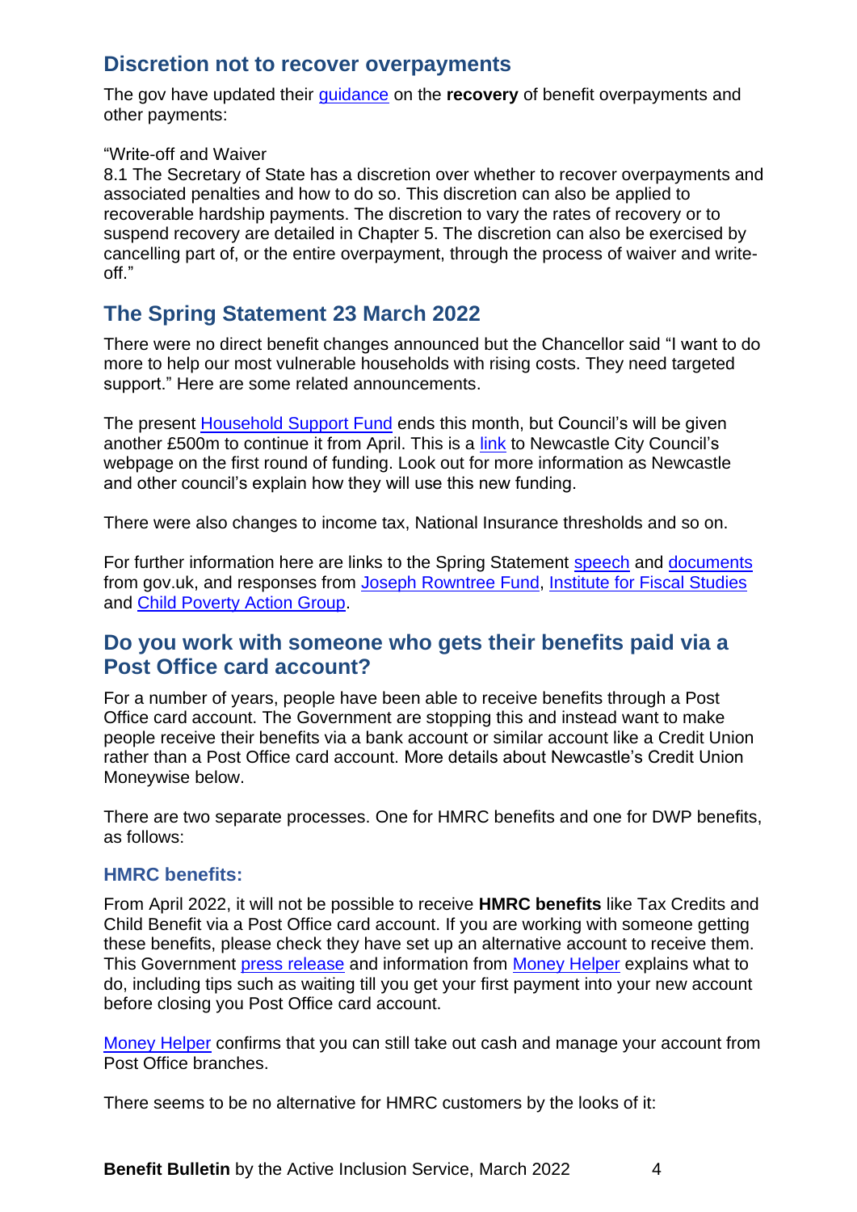## Discretion not to recover overpayments

The gov have updated their guidance on the **recovery** of benefit overpayments and other payments:

"Write-off and Waiver
8.1 The Secretary of State has a discretion over whether to recover overpayments and associated penalties and how to do so. This discretion can also be applied to recoverable hardship payments. The discretion to vary the rates of recovery or to suspend recovery are detailed in Chapter 5. The discretion can also be exercised by cancelling part of, or the entire overpayment, through the process of waiver and write-off."

## The Spring Statement 23 March 2022

There were no direct benefit changes announced but the Chancellor said "I want to do more to help our most vulnerable households with rising costs. They need targeted support." Here are some related announcements.

The present Household Support Fund ends this month, but Council's will be given another £500m to continue it from April. This is a link to Newcastle City Council's webpage on the first round of funding. Look out for more information as Newcastle and other council's explain how they will use this new funding.

There were also changes to income tax, National Insurance thresholds and so on.

For further information here are links to the Spring Statement speech and documents from gov.uk, and responses from Joseph Rowntree Fund, Institute for Fiscal Studies and Child Poverty Action Group.

## Do you work with someone who gets their benefits paid via a Post Office card account?

For a number of years, people have been able to receive benefits through a Post Office card account. The Government are stopping this and instead want to make people receive their benefits via a bank account or similar account like a Credit Union rather than a Post Office card account. More details about Newcastle's Credit Union Moneywise below.

There are two separate processes. One for HMRC benefits and one for DWP benefits, as follows:

### HMRC benefits:

From April 2022, it will not be possible to receive **HMRC benefits** like Tax Credits and Child Benefit via a Post Office card account. If you are working with someone getting these benefits, please check they have set up an alternative account to receive them. This Government press release and information from Money Helper explains what to do, including tips such as waiting till you get your first payment into your new account before closing you Post Office card account.

Money Helper confirms that you can still take out cash and manage your account from Post Office branches.

There seems to be no alternative for HMRC customers by the looks of it: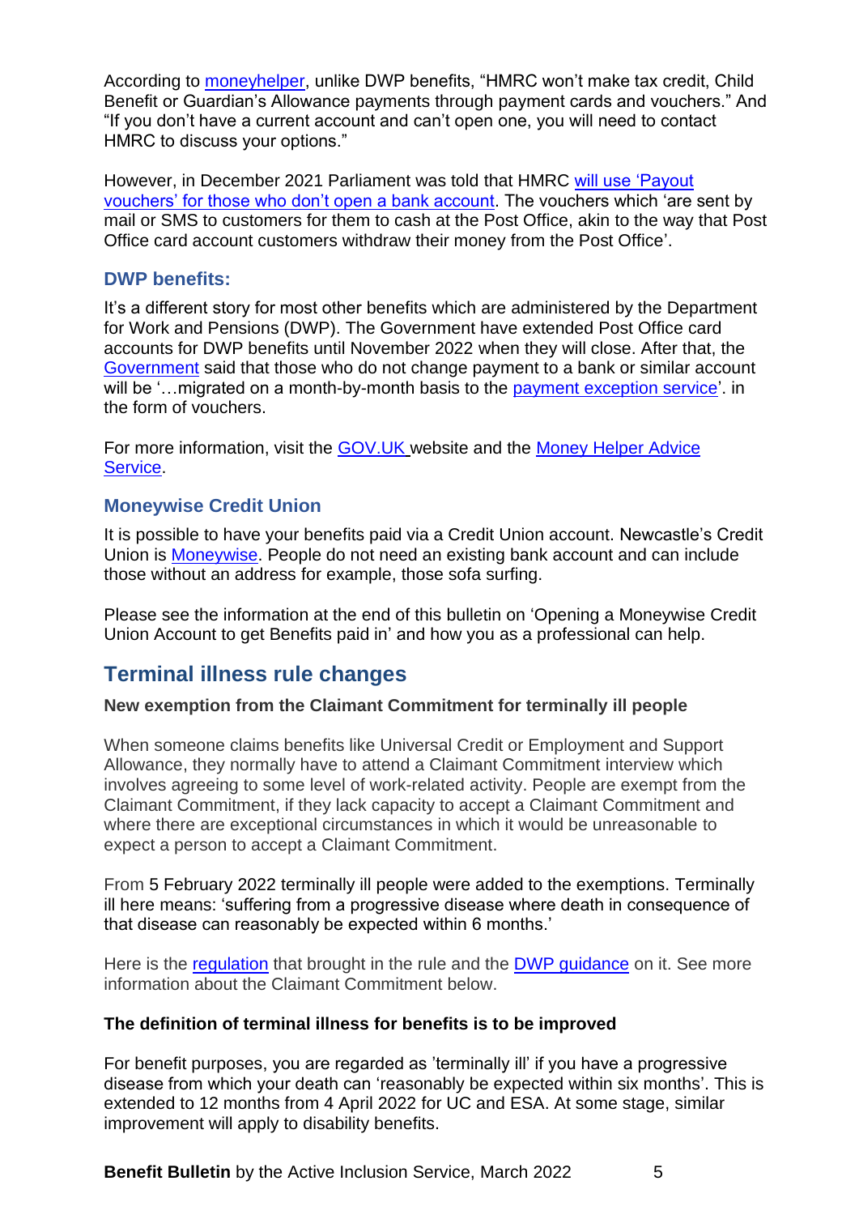According to moneyhelper, unlike DWP benefits, "HMRC won't make tax credit, Child Benefit or Guardian's Allowance payments through payment cards and vouchers." And "If you don't have a current account and can't open one, you will need to contact HMRC to discuss your options."

However, in December 2021 Parliament was told that HMRC will use 'Payout vouchers' for those who don't open a bank account. The vouchers which 'are sent by mail or SMS to customers for them to cash at the Post Office, akin to the way that Post Office card account customers withdraw their money from the Post Office'.

### DWP benefits:

It's a different story for most other benefits which are administered by the Department for Work and Pensions (DWP). The Government have extended Post Office card accounts for DWP benefits until November 2022 when they will close. After that, the Government said that those who do not change payment to a bank or similar account will be '…migrated on a month-by-month basis to the payment exception service'. in the form of vouchers.

For more information, visit the GOV.UK website and the Money Helper Advice Service.

### Moneywise Credit Union

It is possible to have your benefits paid via a Credit Union account. Newcastle's Credit Union is Moneywise. People do not need an existing bank account and can include those without an address for example, those sofa surfing.

Please see the information at the end of this bulletin on 'Opening a Moneywise Credit Union Account to get Benefits paid in' and how you as a professional can help.

## Terminal illness rule changes

**New exemption from the Claimant Commitment for terminally ill people**

When someone claims benefits like Universal Credit or Employment and Support Allowance, they normally have to attend a Claimant Commitment interview which involves agreeing to some level of work-related activity. People are exempt from the Claimant Commitment, if they lack capacity to accept a Claimant Commitment and where there are exceptional circumstances in which it would be unreasonable to expect a person to accept a Claimant Commitment.

From 5 February 2022 terminally ill people were added to the exemptions. Terminally ill here means: 'suffering from a progressive disease where death in consequence of that disease can reasonably be expected within 6 months.'

Here is the regulation that brought in the rule and the DWP guidance on it. See more information about the Claimant Commitment below.

**The definition of terminal illness for benefits is to be improved**

For benefit purposes, you are regarded as 'terminally ill' if you have a progressive disease from which your death can 'reasonably be expected within six months'. This is extended to 12 months from 4 April 2022 for UC and ESA. At some stage, similar improvement will apply to disability benefits.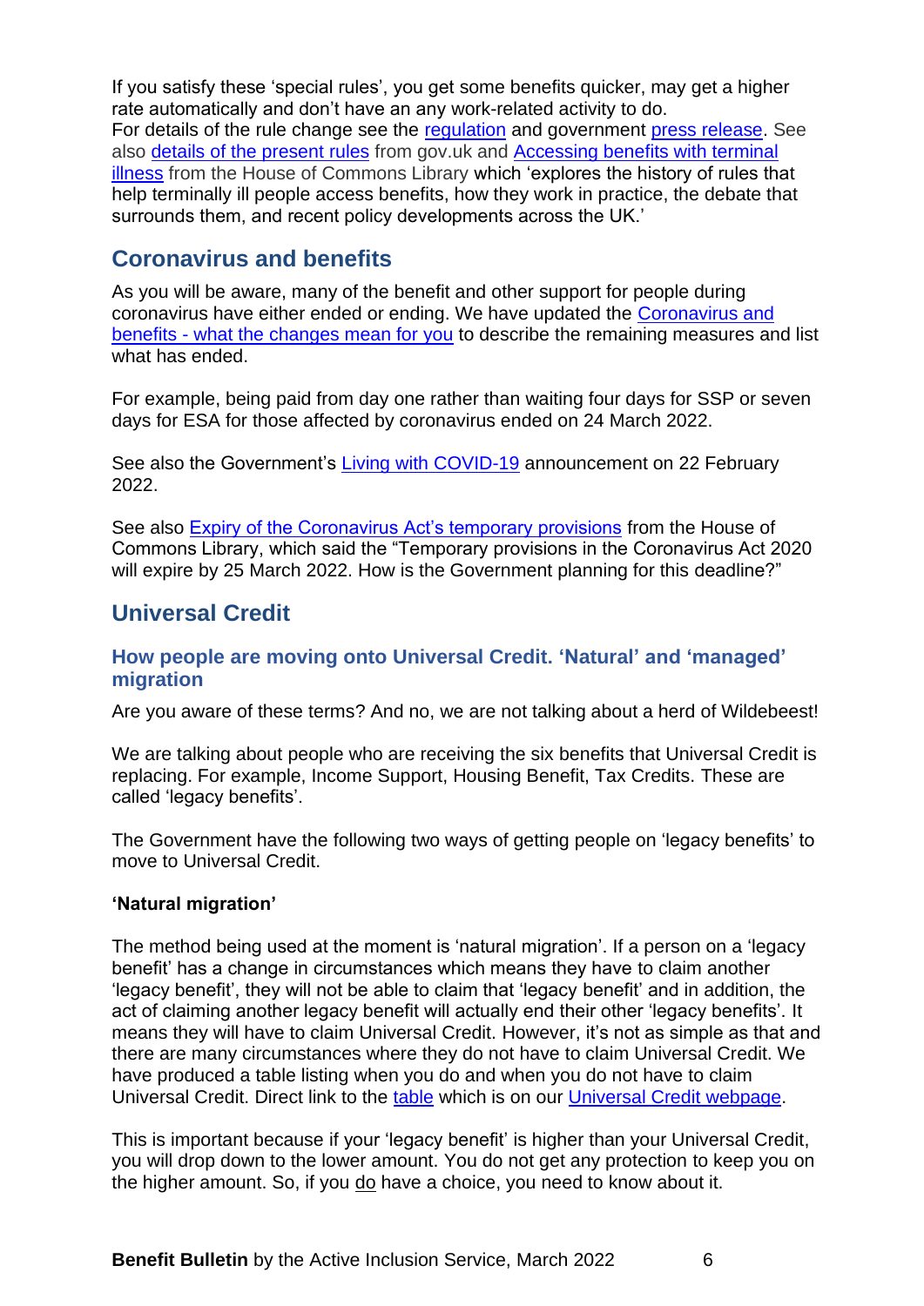If you satisfy these 'special rules', you get some benefits quicker, may get a higher rate automatically and don't have an any work-related activity to do.
For details of the rule change see the [regulation] and government [press release]. See also [details of the present rules] from gov.uk and [Accessing benefits with terminal illness] from the House of Commons Library which 'explores the history of rules that help terminally ill people access benefits, how they work in practice, the debate that surrounds them, and recent policy developments across the UK.'

## Coronavirus and benefits

As you will be aware, many of the benefit and other support for people during coronavirus have either ended or ending. We have updated the [Coronavirus and benefits - what the changes mean for you] to describe the remaining measures and list what has ended.

For example, being paid from day one rather than waiting four days for SSP or seven days for ESA for those affected by coronavirus ended on 24 March 2022.

See also the Government's [Living with COVID-19] announcement on 22 February 2022.

See also [Expiry of the Coronavirus Act's temporary provisions] from the House of Commons Library, which said the "Temporary provisions in the Coronavirus Act 2020 will expire by 25 March 2022. How is the Government planning for this deadline?"

## Universal Credit

### How people are moving onto Universal Credit. 'Natural' and 'managed' migration

Are you aware of these terms? And no, we are not talking about a herd of Wildebeest!

We are talking about people who are receiving the six benefits that Universal Credit is replacing. For example, Income Support, Housing Benefit, Tax Credits. These are called 'legacy benefits'.

The Government have the following two ways of getting people on 'legacy benefits' to move to Universal Credit.

**'Natural migration'**

The method being used at the moment is 'natural migration'. If a person on a 'legacy benefit' has a change in circumstances which means they have to claim another 'legacy benefit', they will not be able to claim that 'legacy benefit' and in addition, the act of claiming another legacy benefit will actually end their other 'legacy benefits'. It means they will have to claim Universal Credit. However, it's not as simple as that and there are many circumstances where they do not have to claim Universal Credit. We have produced a table listing when you do and when you do not have to claim Universal Credit. Direct link to the [table] which is on our [Universal Credit webpage].

This is important because if your 'legacy benefit' is higher than your Universal Credit, you will drop down to the lower amount. You do not get any protection to keep you on the higher amount. So, if you <u>do</u> have a choice, you need to know about it.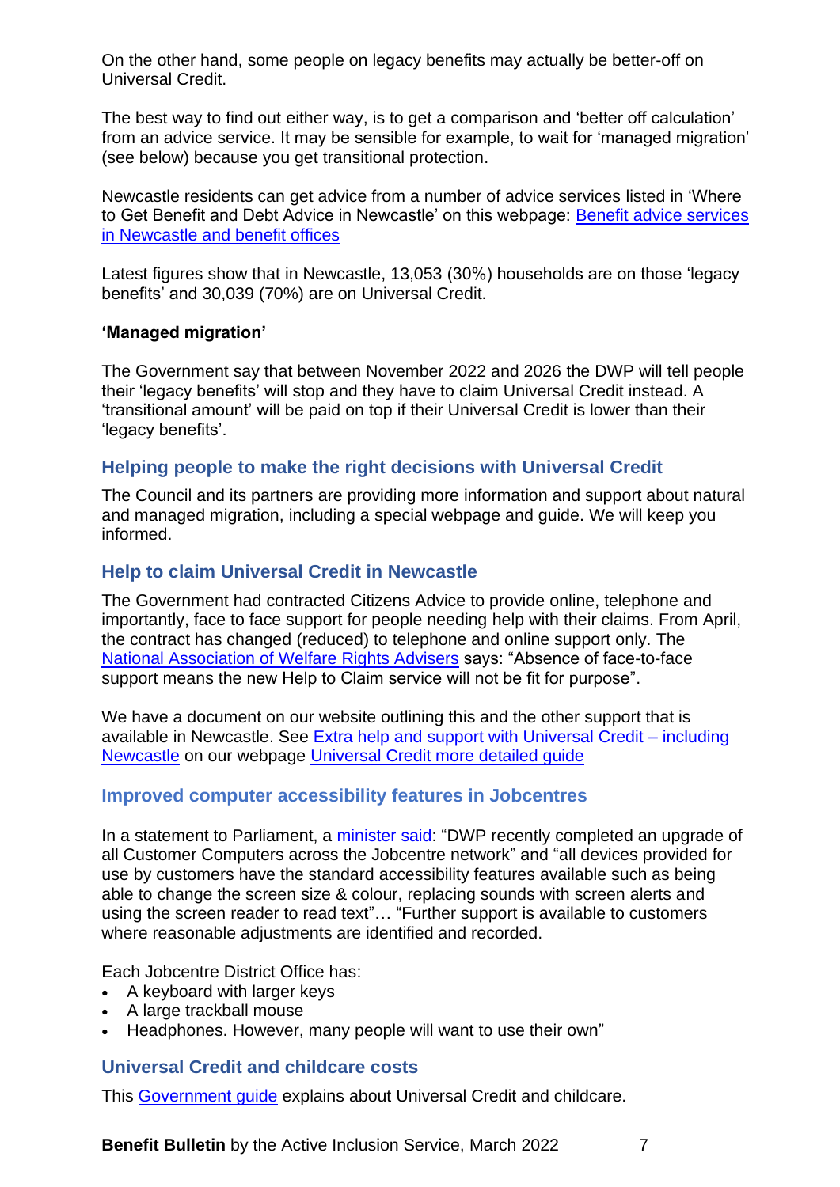On the other hand, some people on legacy benefits may actually be better-off on Universal Credit.

The best way to find out either way, is to get a comparison and 'better off calculation' from an advice service. It may be sensible for example, to wait for 'managed migration' (see below) because you get transitional protection.

Newcastle residents can get advice from a number of advice services listed in 'Where to Get Benefit and Debt Advice in Newcastle' on this webpage: Benefit advice services in Newcastle and benefit offices

Latest figures show that in Newcastle, 13,053 (30%) households are on those 'legacy benefits' and 30,039 (70%) are on Universal Credit.

**'Managed migration'**

The Government say that between November 2022 and 2026 the DWP will tell people their 'legacy benefits' will stop and they have to claim Universal Credit instead. A 'transitional amount' will be paid on top if their Universal Credit is lower than their 'legacy benefits'.

## Helping people to make the right decisions with Universal Credit

The Council and its partners are providing more information and support about natural and managed migration, including a special webpage and guide. We will keep you informed.

## Help to claim Universal Credit in Newcastle

The Government had contracted Citizens Advice to provide online, telephone and importantly, face to face support for people needing help with their claims. From April, the contract has changed (reduced) to telephone and online support only. The National Association of Welfare Rights Advisers says: "Absence of face-to-face support means the new Help to Claim service will not be fit for purpose".

We have a document on our website outlining this and the other support that is available in Newcastle. See Extra help and support with Universal Credit – including Newcastle on our webpage Universal Credit more detailed guide

## Improved computer accessibility features in Jobcentres

In a statement to Parliament, a minister said: "DWP recently completed an upgrade of all Customer Computers across the Jobcentre network" and "all devices provided for use by customers have the standard accessibility features available such as being able to change the screen size & colour, replacing sounds with screen alerts and using the screen reader to read text"… "Further support is available to customers where reasonable adjustments are identified and recorded.

Each Jobcentre District Office has:

- A keyboard with larger keys
- A large trackball mouse
- Headphones. However, many people will want to use their own"

## Universal Credit and childcare costs

This Government guide explains about Universal Credit and childcare.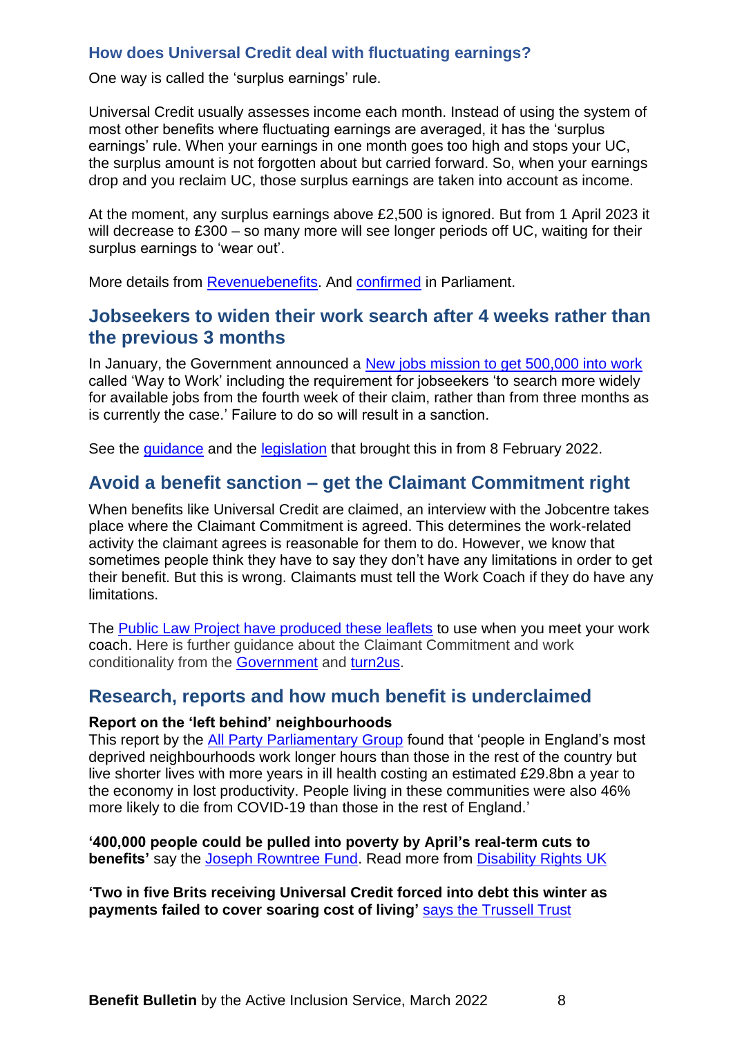### How does Universal Credit deal with fluctuating earnings?

One way is called the 'surplus earnings' rule.

Universal Credit usually assesses income each month. Instead of using the system of most other benefits where fluctuating earnings are averaged, it has the 'surplus earnings' rule. When your earnings in one month goes too high and stops your UC, the surplus amount is not forgotten about but carried forward. So, when your earnings drop and you reclaim UC, those surplus earnings are taken into account as income.

At the moment, any surplus earnings above £2,500 is ignored. But from 1 April 2023 it will decrease to £300 – so many more will see longer periods off UC, waiting for their surplus earnings to 'wear out'.

More details from Revenuebenefits. And confirmed in Parliament.

## Jobseekers to widen their work search after 4 weeks rather than the previous 3 months

In January, the Government announced a New jobs mission to get 500,000 into work called 'Way to Work' including the requirement for jobseekers 'to search more widely for available jobs from the fourth week of their claim, rather than from three months as is currently the case.' Failure to do so will result in a sanction.

See the guidance and the legislation that brought this in from 8 February 2022.

## Avoid a benefit sanction – get the Claimant Commitment right

When benefits like Universal Credit are claimed, an interview with the Jobcentre takes place where the Claimant Commitment is agreed. This determines the work-related activity the claimant agrees is reasonable for them to do. However, we know that sometimes people think they have to say they don't have any limitations in order to get their benefit. But this is wrong. Claimants must tell the Work Coach if they do have any limitations.

The Public Law Project have produced these leaflets to use when you meet your work coach. Here is further guidance about the Claimant Commitment and work conditionality from the Government and turn2us.

## Research, reports and how much benefit is underclaimed

**Report on the 'left behind' neighbourhoods**
This report by the All Party Parliamentary Group found that 'people in England's most deprived neighbourhoods work longer hours than those in the rest of the country but live shorter lives with more years in ill health costing an estimated £29.8bn a year to the economy in lost productivity. People living in these communities were also 46% more likely to die from COVID-19 than those in the rest of England.'

**'400,000 people could be pulled into poverty by April's real-term cuts to benefits'** say the Joseph Rowntree Fund. Read more from Disability Rights UK

**'Two in five Brits receiving Universal Credit forced into debt this winter as payments failed to cover soaring cost of living'** says the Trussell Trust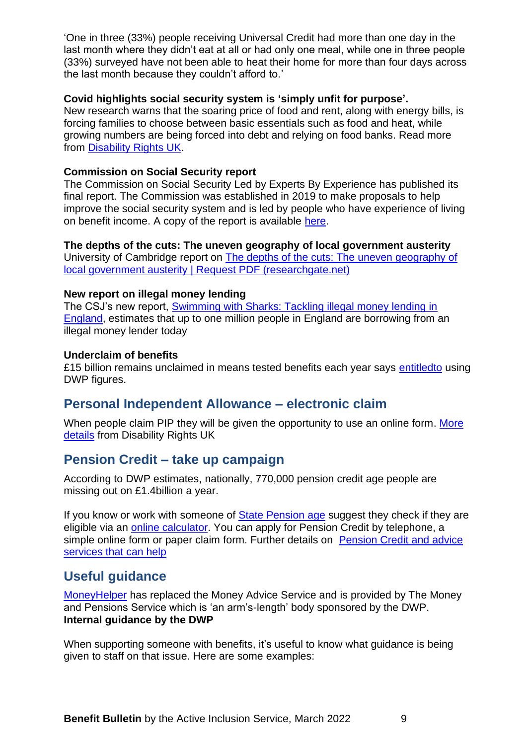'One in three (33%) people receiving Universal Credit had more than one day in the last month where they didn't eat at all or had only one meal, while one in three people (33%) surveyed have not been able to heat their home for more than four days across the last month because they couldn't afford to.'

**Covid highlights social security system is 'simply unfit for purpose'.**
New research warns that the soaring price of food and rent, along with energy bills, is forcing families to choose between basic essentials such as food and heat, while growing numbers are being forced into debt and relying on food banks. Read more from Disability Rights UK.

**Commission on Social Security report**
The Commission on Social Security Led by Experts By Experience has published its final report. The Commission was established in 2019 to make proposals to help improve the social security system and is led by people who have experience of living on benefit income. A copy of the report is available here.

**The depths of the cuts: The uneven geography of local government austerity**
University of Cambridge report on The depths of the cuts: The uneven geography of local government austerity | Request PDF (researchgate.net)

**New report on illegal money lending**
The CSJ's new report, Swimming with Sharks: Tackling illegal money lending in England, estimates that up to one million people in England are borrowing from an illegal money lender today

**Underclaim of benefits**
£15 billion remains unclaimed in means tested benefits each year says entitledto using DWP figures.

## Personal Independent Allowance – electronic claim

When people claim PIP they will be given the opportunity to use an online form. More details from Disability Rights UK

## Pension Credit – take up campaign

According to DWP estimates, nationally, 770,000 pension credit age people are missing out on £1.4billion a year.

If you know or work with someone of State Pension age suggest they check if they are eligible via an online calculator. You can apply for Pension Credit by telephone, a simple online form or paper claim form. Further details on Pension Credit and advice services that can help

## Useful guidance

MoneyHelper has replaced the Money Advice Service and is provided by The Money and Pensions Service which is 'an arm's-length' body sponsored by the DWP.
**Internal guidance by the DWP**

When supporting someone with benefits, it's useful to know what guidance is being given to staff on that issue. Here are some examples: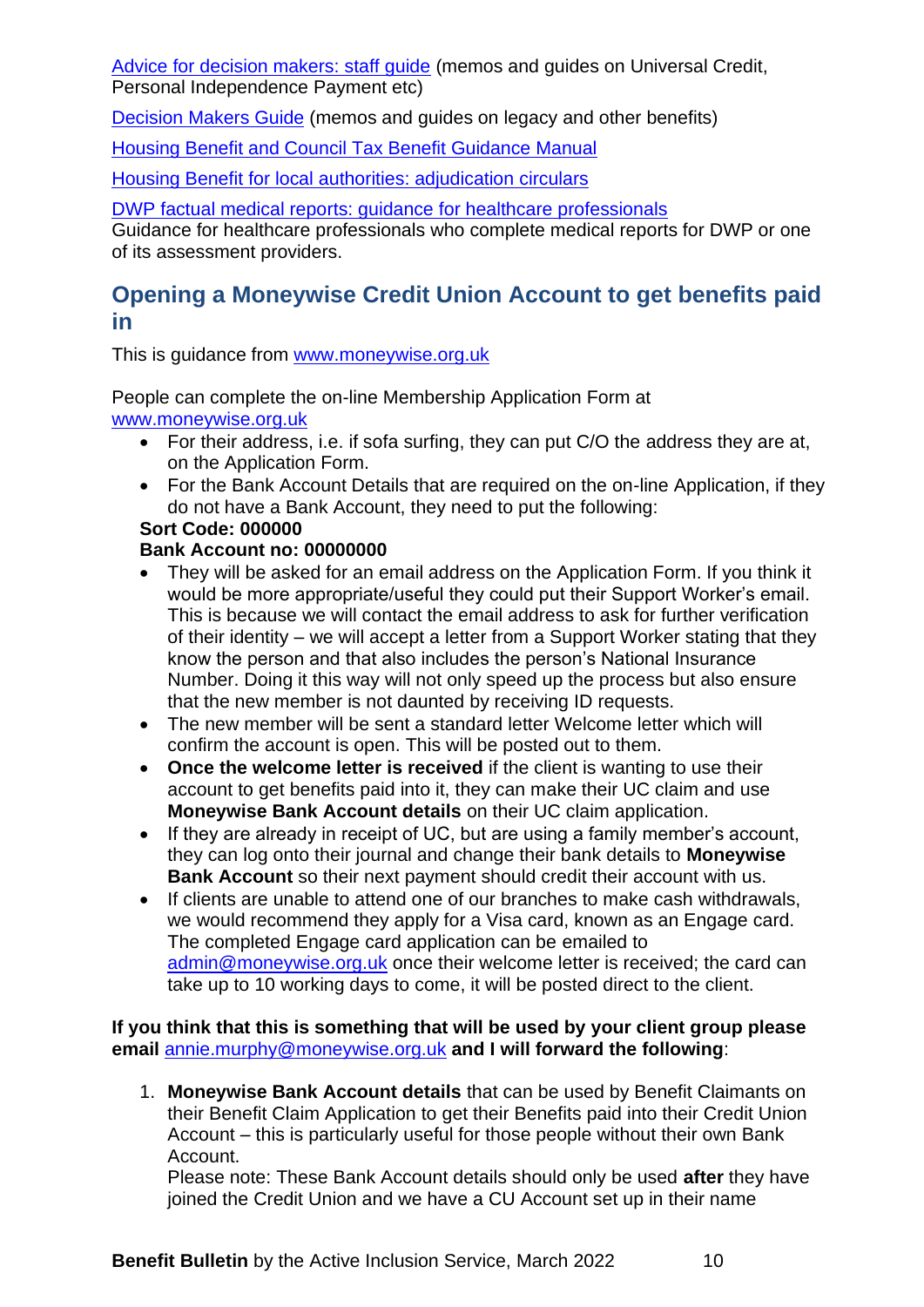[Advice for decision makers: staff guide](#) (memos and guides on Universal Credit, Personal Independence Payment etc)

[Decision Makers Guide](#) (memos and guides on legacy and other benefits)

[Housing Benefit and Council Tax Benefit Guidance Manual](#)

[Housing Benefit for local authorities: adjudication circulars](#)

[DWP factual medical reports: guidance for healthcare professionals](#)
Guidance for healthcare professionals who complete medical reports for DWP or one of its assessment providers.

## Opening a Moneywise Credit Union Account to get benefits paid in

This is guidance from [www.moneywise.org.uk](http://www.moneywise.org.uk)

People can complete the on-line Membership Application Form at [www.moneywise.org.uk](http://www.moneywise.org.uk)

- For their address, i.e. if sofa surfing, they can put C/O the address they are at, on the Application Form.
- For the Bank Account Details that are required on the on-line Application, if they do not have a Bank Account, they need to put the following:
  **Sort Code: 000000**
  **Bank Account no: 00000000**
- They will be asked for an email address on the Application Form. If you think it would be more appropriate/useful they could put their Support Worker's email. This is because we will contact the email address to ask for further verification of their identity – we will accept a letter from a Support Worker stating that they know the person and that also includes the person's National Insurance Number. Doing it this way will not only speed up the process but also ensure that the new member is not daunted by receiving ID requests.
- The new member will be sent a standard letter Welcome letter which will confirm the account is open. This will be posted out to them.
- **Once the welcome letter is received** if the client is wanting to use their account to get benefits paid into it, they can make their UC claim and use **Moneywise Bank Account details** on their UC claim application.
- If they are already in receipt of UC, but are using a family member's account, they can log onto their journal and change their bank details to **Moneywise Bank Account** so their next payment should credit their account with us.
- If clients are unable to attend one of our branches to make cash withdrawals, we would recommend they apply for a Visa card, known as an Engage card. The completed Engage card application can be emailed to [admin@moneywise.org.uk](mailto:admin@moneywise.org.uk) once their welcome letter is received; the card can take up to 10 working days to come, it will be posted direct to the client.

**If you think that this is something that will be used by your client group please email [annie.murphy@moneywise.org.uk](mailto:annie.murphy@moneywise.org.uk) and I will forward the following**:

1. **Moneywise Bank Account details** that can be used by Benefit Claimants on their Benefit Claim Application to get their Benefits paid into their Credit Union Account – this is particularly useful for those people without their own Bank Account.
   Please note: These Bank Account details should only be used **after** they have joined the Credit Union and we have a CU Account set up in their name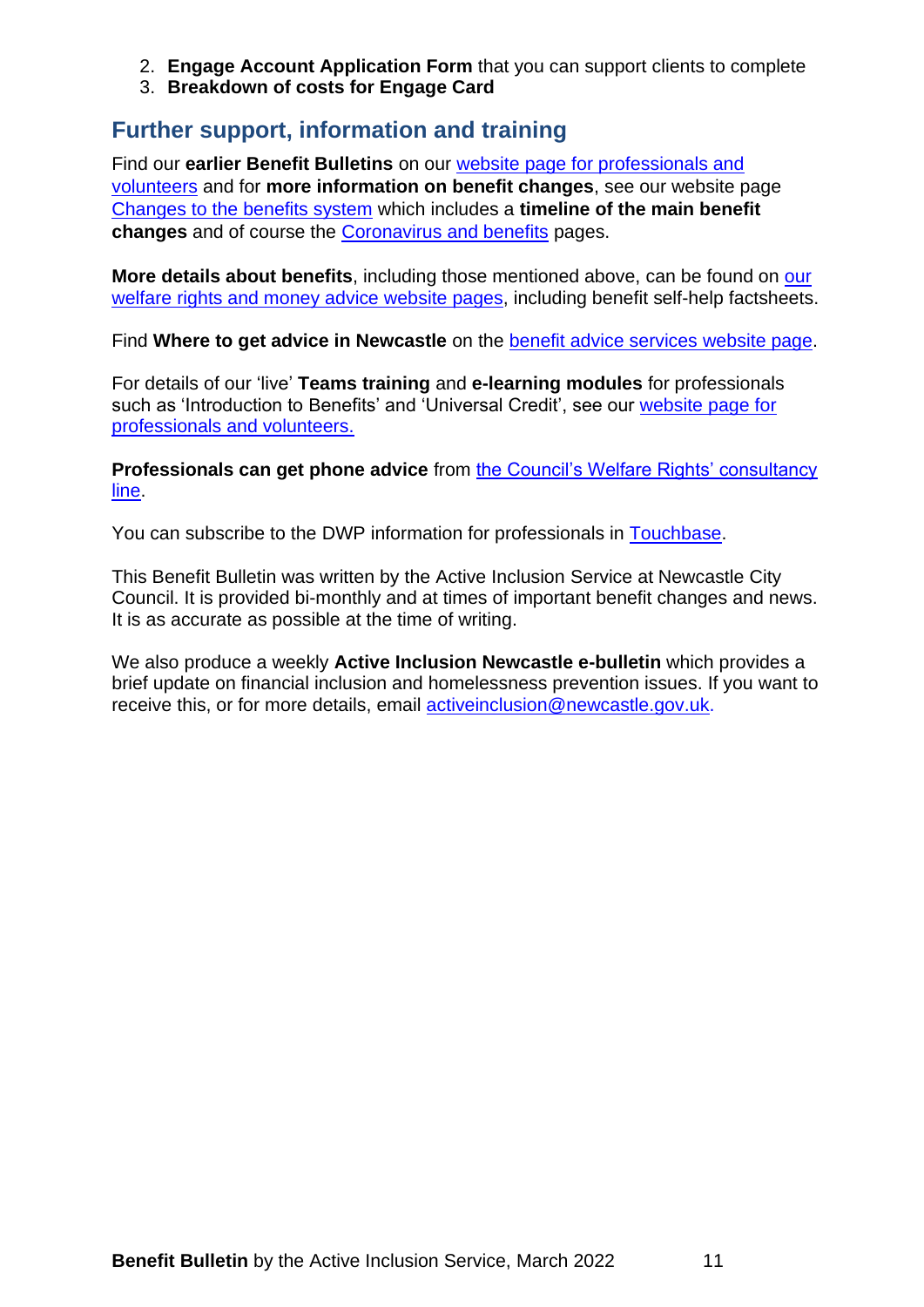2. **Engage Account Application Form** that you can support clients to complete
3. **Breakdown of costs for Engage Card**

## Further support, information and training

Find our **earlier Benefit Bulletins** on our website page for professionals and volunteers and for **more information on benefit changes**, see our website page Changes to the benefits system which includes a **timeline of the main benefit changes** and of course the Coronavirus and benefits pages.

**More details about benefits**, including those mentioned above, can be found on our welfare rights and money advice website pages, including benefit self-help factsheets.

Find **Where to get advice in Newcastle** on the benefit advice services website page.

For details of our 'live' **Teams training** and **e-learning modules** for professionals such as 'Introduction to Benefits' and 'Universal Credit', see our website page for professionals and volunteers.

**Professionals can get phone advice** from the Council's Welfare Rights' consultancy line.

You can subscribe to the DWP information for professionals in Touchbase.

This Benefit Bulletin was written by the Active Inclusion Service at Newcastle City Council. It is provided bi-monthly and at times of important benefit changes and news. It is as accurate as possible at the time of writing.

We also produce a weekly **Active Inclusion Newcastle e-bulletin** which provides a brief update on financial inclusion and homelessness prevention issues. If you want to receive this, or for more details, email activeinclusion@newcastle.gov.uk.